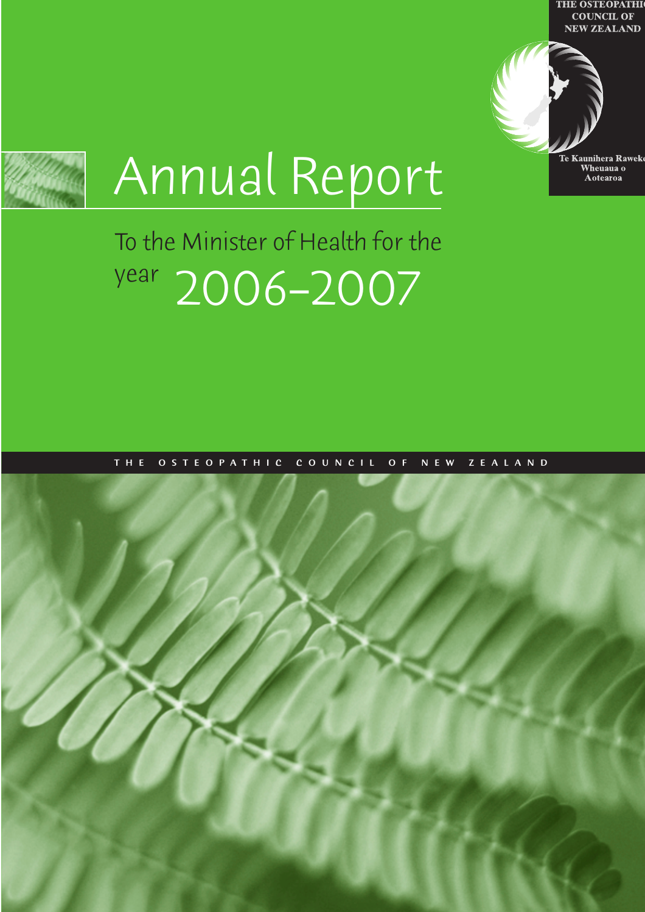THE OSTEOPATHIC COUNCIL OF NEW ZEALAND

Te Kaunihera Raweke Wheuaua o Aotearoa

# Annual Report

## To the Minister of Health for the year 2006–2007

THE OSTEOPATHIC COUNCIL OF NEW ZEALAND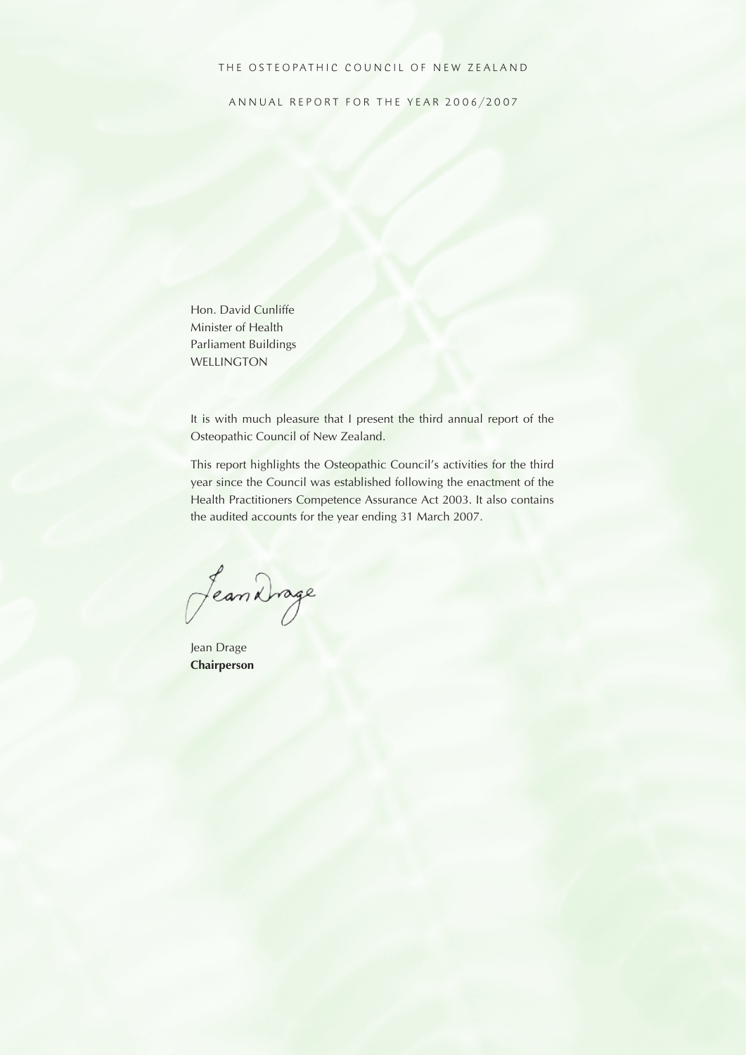THE OSTEOPATHIC COUNCIL OF NEW ZEALAND

ANNUAL REPORT FOR THE YEAR 2006/2007

Hon. David Cunliffe
Minister of Health
Parliament Buildings
WELLINGTON

It is with much pleasure that I present the third annual report of the Osteopathic Council of New Zealand.

This report highlights the Osteopathic Council's activities for the third year since the Council was established following the enactment of the Health Practitioners Competence Assurance Act 2003. It also contains the audited accounts for the year ending 31 March 2007.

Jean Drage
**Chairperson**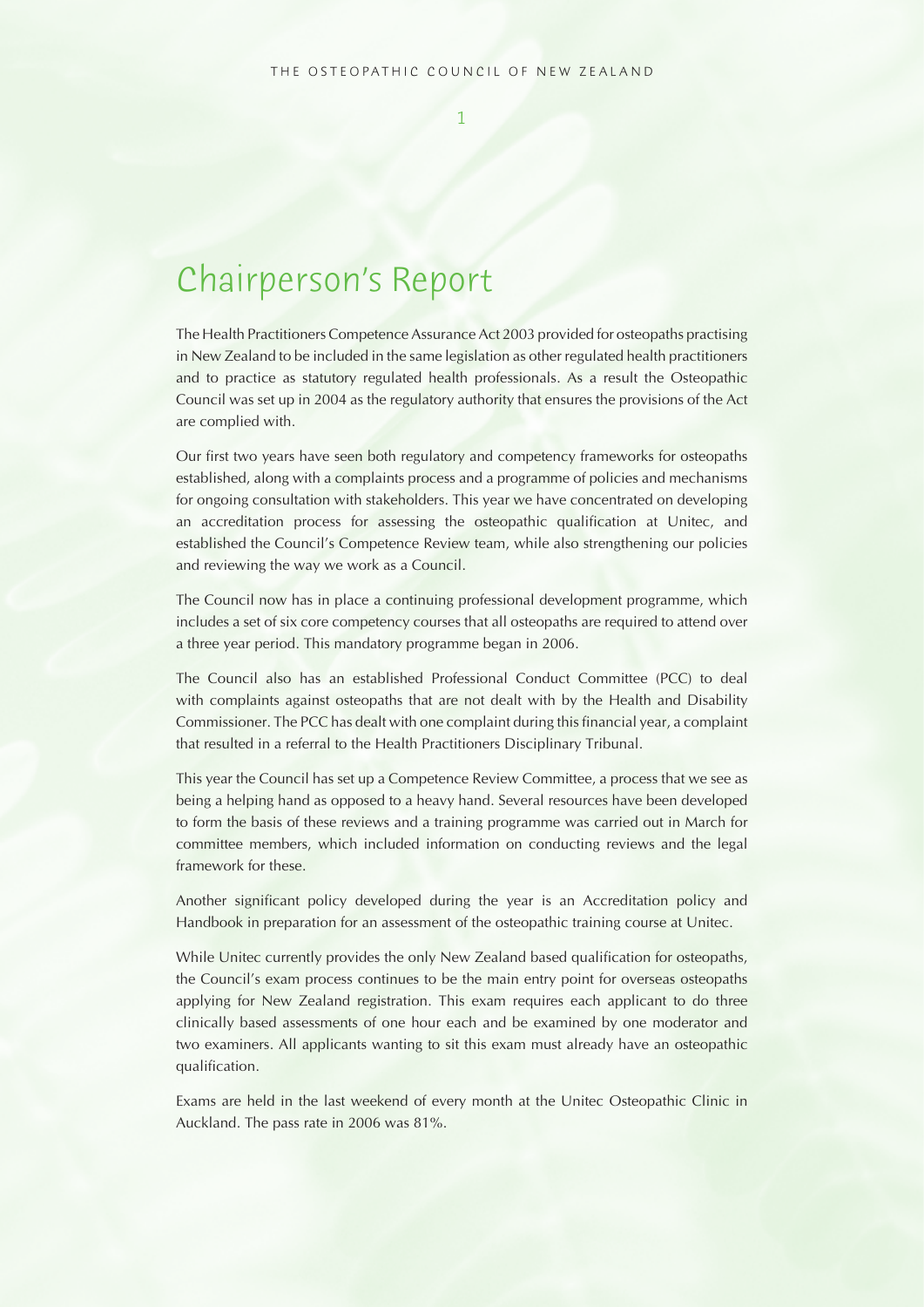# Chairperson's Report

The Health Practitioners Competence Assurance Act 2003 provided for osteopaths practising in New Zealand to be included in the same legislation as other regulated health practitioners and to practice as statutory regulated health professionals. As a result the Osteopathic Council was set up in 2004 as the regulatory authority that ensures the provisions of the Act are complied with.

Our first two years have seen both regulatory and competency frameworks for osteopaths established, along with a complaints process and a programme of policies and mechanisms for ongoing consultation with stakeholders. This year we have concentrated on developing an accreditation process for assessing the osteopathic qualification at Unitec, and established the Council's Competence Review team, while also strengthening our policies and reviewing the way we work as a Council.

The Council now has in place a continuing professional development programme, which includes a set of six core competency courses that all osteopaths are required to attend over a three year period. This mandatory programme began in 2006.

The Council also has an established Professional Conduct Committee (PCC) to deal with complaints against osteopaths that are not dealt with by the Health and Disability Commissioner. The PCC has dealt with one complaint during this financial year, a complaint that resulted in a referral to the Health Practitioners Disciplinary Tribunal.

This year the Council has set up a Competence Review Committee, a process that we see as being a helping hand as opposed to a heavy hand. Several resources have been developed to form the basis of these reviews and a training programme was carried out in March for committee members, which included information on conducting reviews and the legal framework for these.

Another significant policy developed during the year is an Accreditation policy and Handbook in preparation for an assessment of the osteopathic training course at Unitec.

While Unitec currently provides the only New Zealand based qualification for osteopaths, the Council's exam process continues to be the main entry point for overseas osteopaths applying for New Zealand registration. This exam requires each applicant to do three clinically based assessments of one hour each and be examined by one moderator and two examiners. All applicants wanting to sit this exam must already have an osteopathic qualification.

Exams are held in the last weekend of every month at the Unitec Osteopathic Clinic in Auckland. The pass rate in 2006 was 81%.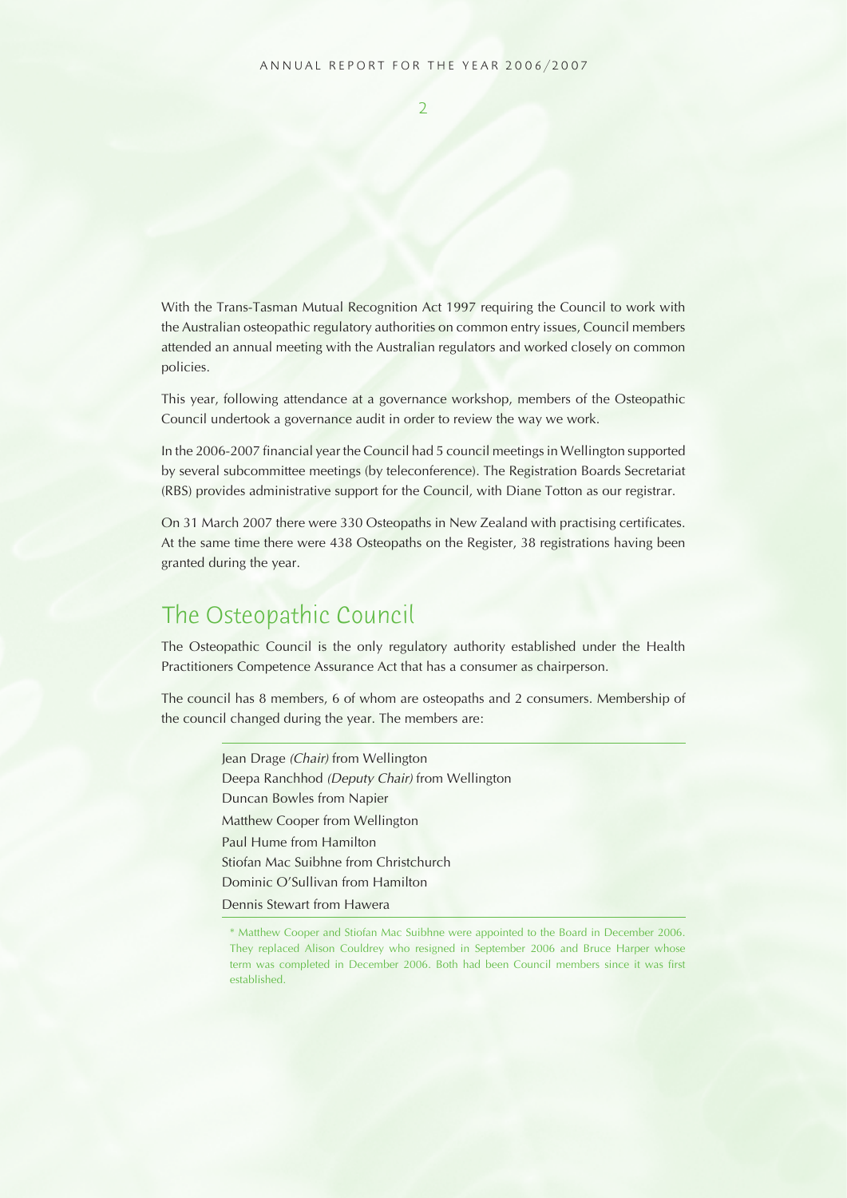With the Trans-Tasman Mutual Recognition Act 1997 requiring the Council to work with the Australian osteopathic regulatory authorities on common entry issues, Council members attended an annual meeting with the Australian regulators and worked closely on common policies.

This year, following attendance at a governance workshop, members of the Osteopathic Council undertook a governance audit in order to review the way we work.

In the 2006-2007 financial year the Council had 5 council meetings in Wellington supported by several subcommittee meetings (by teleconference). The Registration Boards Secretariat (RBS) provides administrative support for the Council, with Diane Totton as our registrar.

On 31 March 2007 there were 330 Osteopaths in New Zealand with practising certificates. At the same time there were 438 Osteopaths on the Register, 38 registrations having been granted during the year.

## The Osteopathic Council

The Osteopathic Council is the only regulatory authority established under the Health Practitioners Competence Assurance Act that has a consumer as chairperson.

The council has 8 members, 6 of whom are osteopaths and 2 consumers. Membership of the council changed during the year. The members are:

Jean Drage *(Chair)* from Wellington
Deepa Ranchhod *(Deputy Chair)* from Wellington
Duncan Bowles from Napier
Matthew Cooper from Wellington
Paul Hume from Hamilton
Stiofan Mac Suibhne from Christchurch
Dominic O'Sullivan from Hamilton
Dennis Stewart from Hawera

* Matthew Cooper and Stiofan Mac Suibhne were appointed to the Board in December 2006. They replaced Alison Couldrey who resigned in September 2006 and Bruce Harper whose term was completed in December 2006. Both had been Council members since it was first established.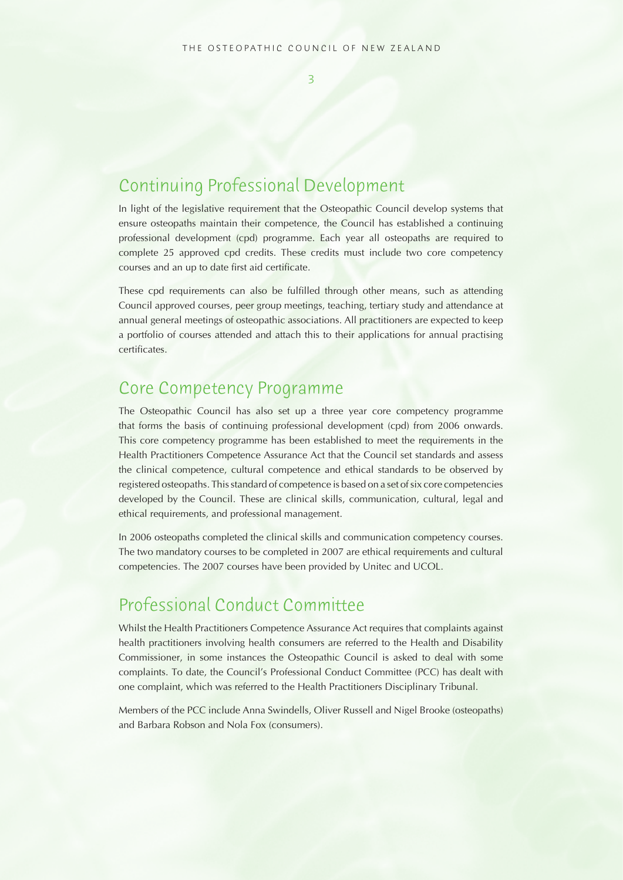## Continuing Professional Development

In light of the legislative requirement that the Osteopathic Council develop systems that ensure osteopaths maintain their competence, the Council has established a continuing professional development (cpd) programme. Each year all osteopaths are required to complete 25 approved cpd credits. These credits must include two core competency courses and an up to date first aid certificate.

These cpd requirements can also be fulfilled through other means, such as attending Council approved courses, peer group meetings, teaching, tertiary study and attendance at annual general meetings of osteopathic associations. All practitioners are expected to keep a portfolio of courses attended and attach this to their applications for annual practising certificates.

## Core Competency Programme

The Osteopathic Council has also set up a three year core competency programme that forms the basis of continuing professional development (cpd) from 2006 onwards. This core competency programme has been established to meet the requirements in the Health Practitioners Competence Assurance Act that the Council set standards and assess the clinical competence, cultural competence and ethical standards to be observed by registered osteopaths. This standard of competence is based on a set of six core competencies developed by the Council. These are clinical skills, communication, cultural, legal and ethical requirements, and professional management.

In 2006 osteopaths completed the clinical skills and communication competency courses. The two mandatory courses to be completed in 2007 are ethical requirements and cultural competencies. The 2007 courses have been provided by Unitec and UCOL.

## Professional Conduct Committee

Whilst the Health Practitioners Competence Assurance Act requires that complaints against health practitioners involving health consumers are referred to the Health and Disability Commissioner, in some instances the Osteopathic Council is asked to deal with some complaints. To date, the Council's Professional Conduct Committee (PCC) has dealt with one complaint, which was referred to the Health Practitioners Disciplinary Tribunal.

Members of the PCC include Anna Swindells, Oliver Russell and Nigel Brooke (osteopaths) and Barbara Robson and Nola Fox (consumers).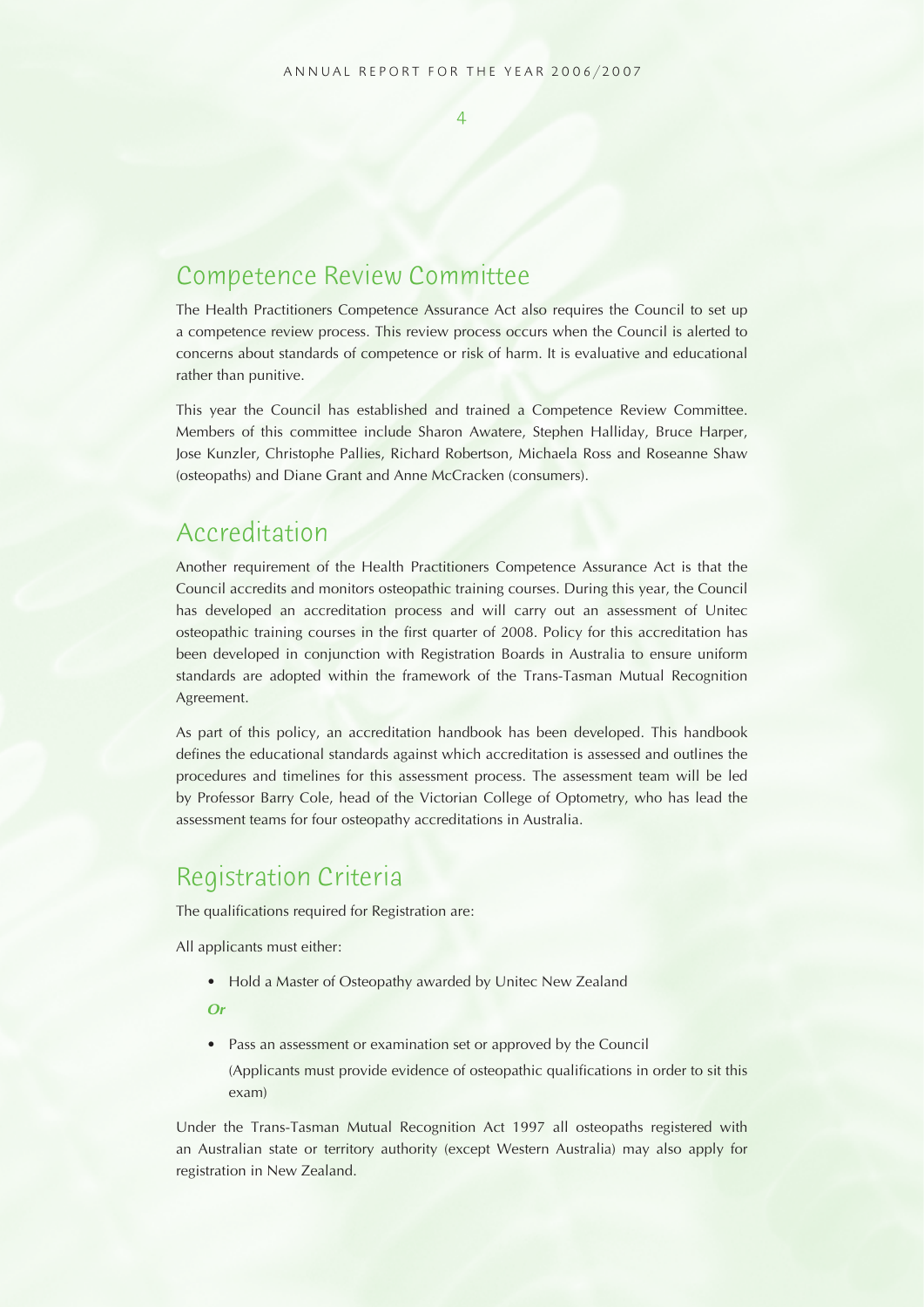## Competence Review Committee

The Health Practitioners Competence Assurance Act also requires the Council to set up a competence review process. This review process occurs when the Council is alerted to concerns about standards of competence or risk of harm. It is evaluative and educational rather than punitive.

This year the Council has established and trained a Competence Review Committee. Members of this committee include Sharon Awatere, Stephen Halliday, Bruce Harper, Jose Kunzler, Christophe Pallies, Richard Robertson, Michaela Ross and Roseanne Shaw (osteopaths) and Diane Grant and Anne McCracken (consumers).

## Accreditation

Another requirement of the Health Practitioners Competence Assurance Act is that the Council accredits and monitors osteopathic training courses. During this year, the Council has developed an accreditation process and will carry out an assessment of Unitec osteopathic training courses in the first quarter of 2008. Policy for this accreditation has been developed in conjunction with Registration Boards in Australia to ensure uniform standards are adopted within the framework of the Trans-Tasman Mutual Recognition Agreement.

As part of this policy, an accreditation handbook has been developed. This handbook defines the educational standards against which accreditation is assessed and outlines the procedures and timelines for this assessment process. The assessment team will be led by Professor Barry Cole, head of the Victorian College of Optometry, who has lead the assessment teams for four osteopathy accreditations in Australia.

## Registration Criteria

The qualifications required for Registration are:

All applicants must either:

- Hold a Master of Osteopathy awarded by Unitec New Zealand

***Or***

- Pass an assessment or examination set or approved by the Council
  (Applicants must provide evidence of osteopathic qualifications in order to sit this exam)

Under the Trans-Tasman Mutual Recognition Act 1997 all osteopaths registered with an Australian state or territory authority (except Western Australia) may also apply for registration in New Zealand.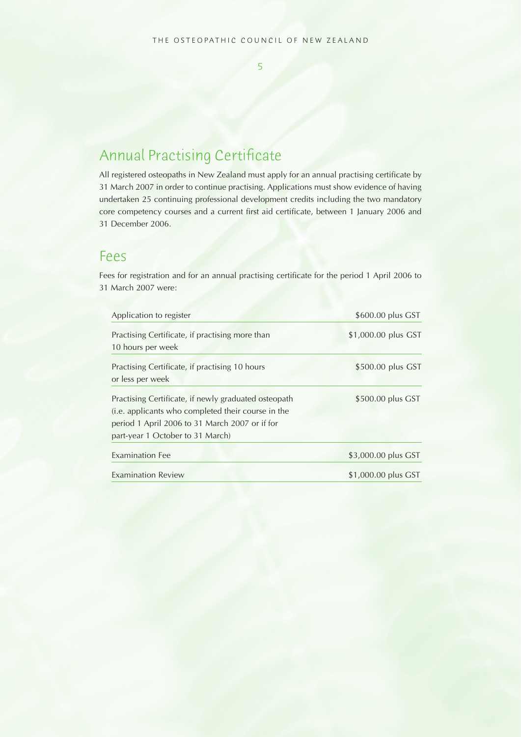## Annual Practising Certificate

All registered osteopaths in New Zealand must apply for an annual practising certificate by 31 March 2007 in order to continue practising. Applications must show evidence of having undertaken 25 continuing professional development credits including the two mandatory core competency courses and a current first aid certificate, between 1 January 2006 and 31 December 2006.

## Fees

Fees for registration and for an annual practising certificate for the period 1 April 2006 to 31 March 2007 were:

| | |
|---|---|
| Application to register | $600.00 plus GST |
| Practising Certificate, if practising more than 10 hours per week | $1,000.00 plus GST |
| Practising Certificate, if practising 10 hours or less per week | $500.00 plus GST |
| Practising Certificate, if newly graduated osteopath (i.e. applicants who completed their course in the period 1 April 2006 to 31 March 2007 or if for part-year 1 October to 31 March) | $500.00 plus GST |
| Examination Fee | $3,000.00 plus GST |
| Examination Review | $1,000.00 plus GST |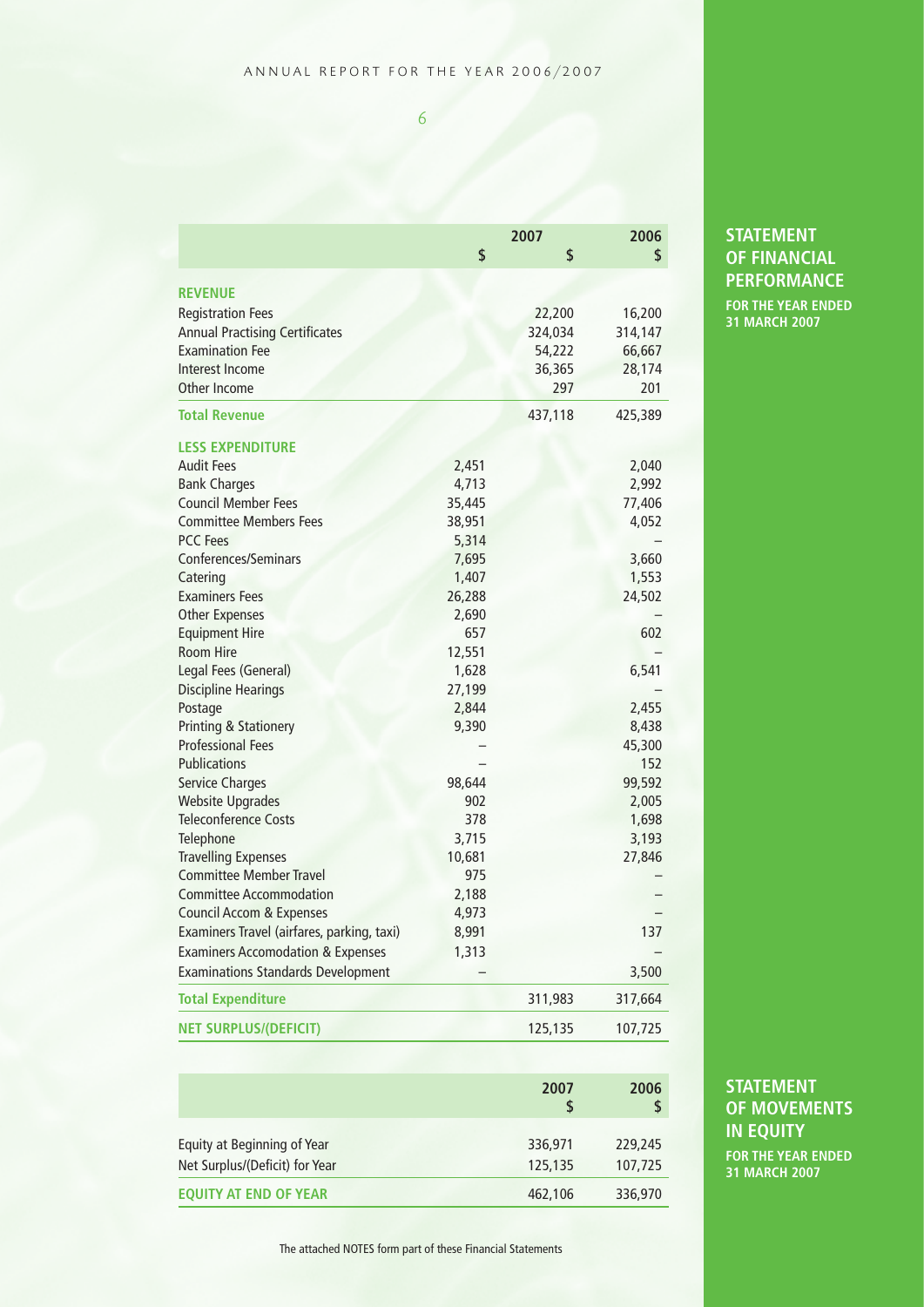## STATEMENT OF FINANCIAL PERFORMANCE

**FOR THE YEAR ENDED 31 MARCH 2007**

| | 2007 | | 2006 |
|---|---|---|---|
| | $ | $ | $ |
| **REVENUE** | | | |
| Registration Fees | | 22,200 | 16,200 |
| Annual Practising Certificates | | 324,034 | 314,147 |
| Examination Fee | | 54,222 | 66,667 |
| Interest Income | | 36,365 | 28,174 |
| Other Income | | 297 | 201 |
| **Total Revenue** | | 437,118 | 425,389 |
| **LESS EXPENDITURE** | | | |
| Audit Fees | 2,451 | | 2,040 |
| Bank Charges | 4,713 | | 2,992 |
| Council Member Fees | 35,445 | | 77,406 |
| Committee Members Fees | 38,951 | | 4,052 |
| PCC Fees | 5,314 | | – |
| Conferences/Seminars | 7,695 | | 3,660 |
| Catering | 1,407 | | 1,553 |
| Examiners Fees | 26,288 | | 24,502 |
| Other Expenses | 2,690 | | – |
| Equipment Hire | 657 | | 602 |
| Room Hire | 12,551 | | – |
| Legal Fees (General) | 1,628 | | 6,541 |
| Discipline Hearings | 27,199 | | – |
| Postage | 2,844 | | 2,455 |
| Printing & Stationery | 9,390 | | 8,438 |
| Professional Fees | – | | 45,300 |
| Publications | – | | 152 |
| Service Charges | 98,644 | | 99,592 |
| Website Upgrades | 902 | | 2,005 |
| Teleconference Costs | 378 | | 1,698 |
| Telephone | 3,715 | | 3,193 |
| Travelling Expenses | 10,681 | | 27,846 |
| Committee Member Travel | 975 | | – |
| Committee Accommodation | 2,188 | | – |
| Council Accom & Expenses | 4,973 | | – |
| Examiners Travel (airfares, parking, taxi) | 8,991 | | 137 |
| Examiners Accomodation & Expenses | 1,313 | | – |
| Examinations Standards Development | – | | 3,500 |
| **Total Expenditure** | | 311,983 | 317,664 |
| **NET SURPLUS/(DEFICIT)** | | 125,135 | 107,725 |

## STATEMENT OF MOVEMENTS IN EQUITY

**FOR THE YEAR ENDED 31 MARCH 2007**

| | 2007 | 2006 |
|---|---|---|
| | $ | $ |
| Equity at Beginning of Year | 336,971 | 229,245 |
| Net Surplus/(Deficit) for Year | 125,135 | 107,725 |
| **EQUITY AT END OF YEAR** | 462,106 | 336,970 |

The attached NOTES form part of these Financial Statements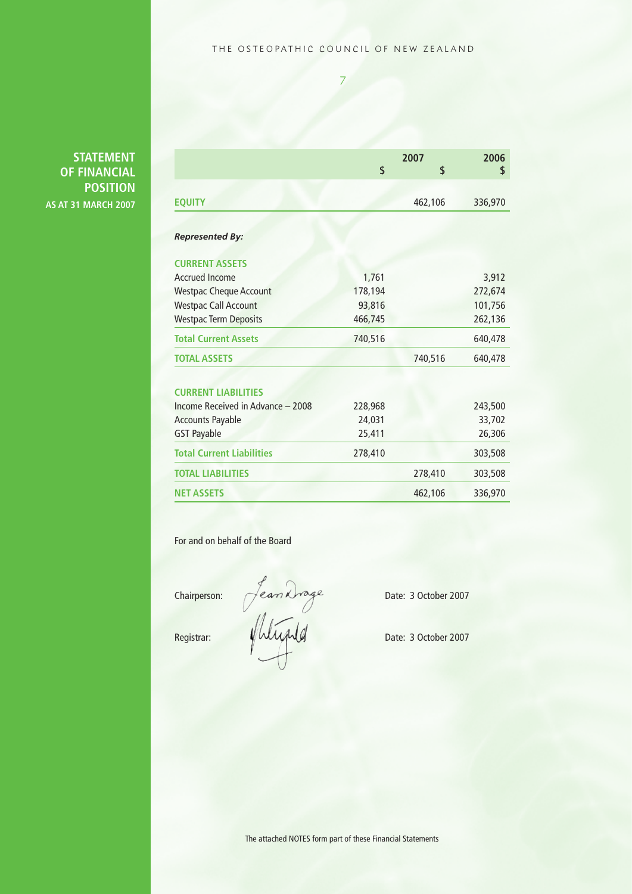# STATEMENT OF FINANCIAL POSITION

**AS AT 31 MARCH 2007**

| | 2007 $ | 2007 $ | 2006 $ |
|---|---|---|---|
| **EQUITY** | | 462,106 | 336,970 |
| ***Represented By:*** | | | |
| **CURRENT ASSETS** | | | |
| Accrued Income | 1,761 | | 3,912 |
| Westpac Cheque Account | 178,194 | | 272,674 |
| Westpac Call Account | 93,816 | | 101,756 |
| Westpac Term Deposits | 466,745 | | 262,136 |
| **Total Current Assets** | 740,516 | | 640,478 |
| **TOTAL ASSETS** | | 740,516 | 640,478 |
| **CURRENT LIABILITIES** | | | |
| Income Received in Advance – 2008 | 228,968 | | 243,500 |
| Accounts Payable | 24,031 | | 33,702 |
| GST Payable | 25,411 | | 26,306 |
| **Total Current Liabilities** | 278,410 | | 303,508 |
| **TOTAL LIABILITIES** | | 278,410 | 303,508 |
| **NET ASSETS** | | 462,106 | 336,970 |

For and on behalf of the Board

Chairperson: Jean Drage Date: 3 October 2007

Registrar: [signature] Date: 3 October 2007

The attached NOTES form part of these Financial Statements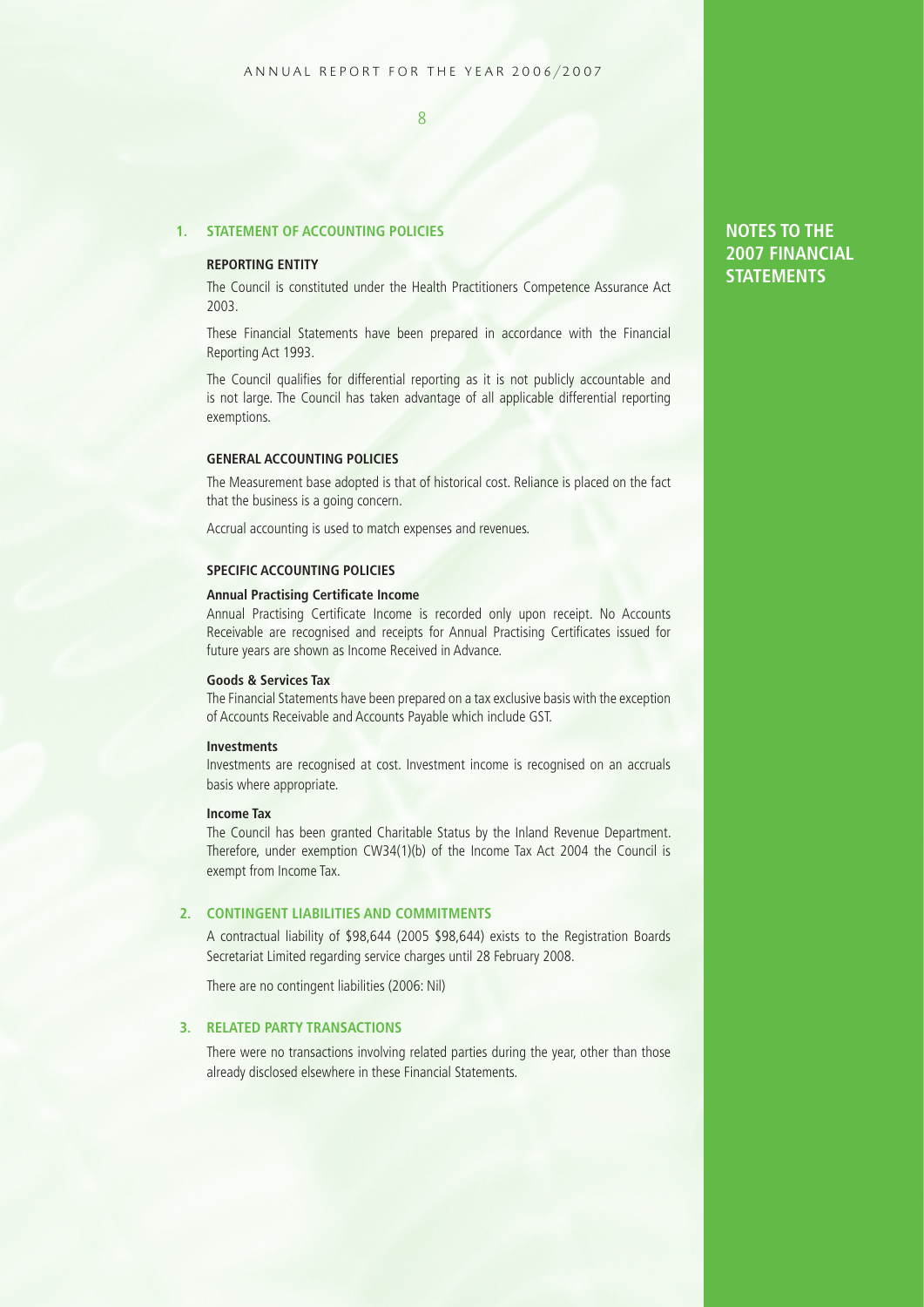# NOTES TO THE 2007 FINANCIAL STATEMENTS

## 1. STATEMENT OF ACCOUNTING POLICIES

### REPORTING ENTITY

The Council is constituted under the Health Practitioners Competence Assurance Act 2003.

These Financial Statements have been prepared in accordance with the Financial Reporting Act 1993.

The Council qualifies for differential reporting as it is not publicly accountable and is not large. The Council has taken advantage of all applicable differential reporting exemptions.

### GENERAL ACCOUNTING POLICIES

The Measurement base adopted is that of historical cost. Reliance is placed on the fact that the business is a going concern.

Accrual accounting is used to match expenses and revenues.

### SPECIFIC ACCOUNTING POLICIES

**Annual Practising Certificate Income**

Annual Practising Certificate Income is recorded only upon receipt. No Accounts Receivable are recognised and receipts for Annual Practising Certificates issued for future years are shown as Income Received in Advance.

**Goods & Services Tax**

The Financial Statements have been prepared on a tax exclusive basis with the exception of Accounts Receivable and Accounts Payable which include GST.

**Investments**

Investments are recognised at cost. Investment income is recognised on an accruals basis where appropriate.

**Income Tax**

The Council has been granted Charitable Status by the Inland Revenue Department. Therefore, under exemption CW34(1)(b) of the Income Tax Act 2004 the Council is exempt from Income Tax.

## 2. CONTINGENT LIABILITIES AND COMMITMENTS

A contractual liability of $98,644 (2005 $98,644) exists to the Registration Boards Secretariat Limited regarding service charges until 28 February 2008.

There are no contingent liabilities (2006: Nil)

## 3. RELATED PARTY TRANSACTIONS

There were no transactions involving related parties during the year, other than those already disclosed elsewhere in these Financial Statements.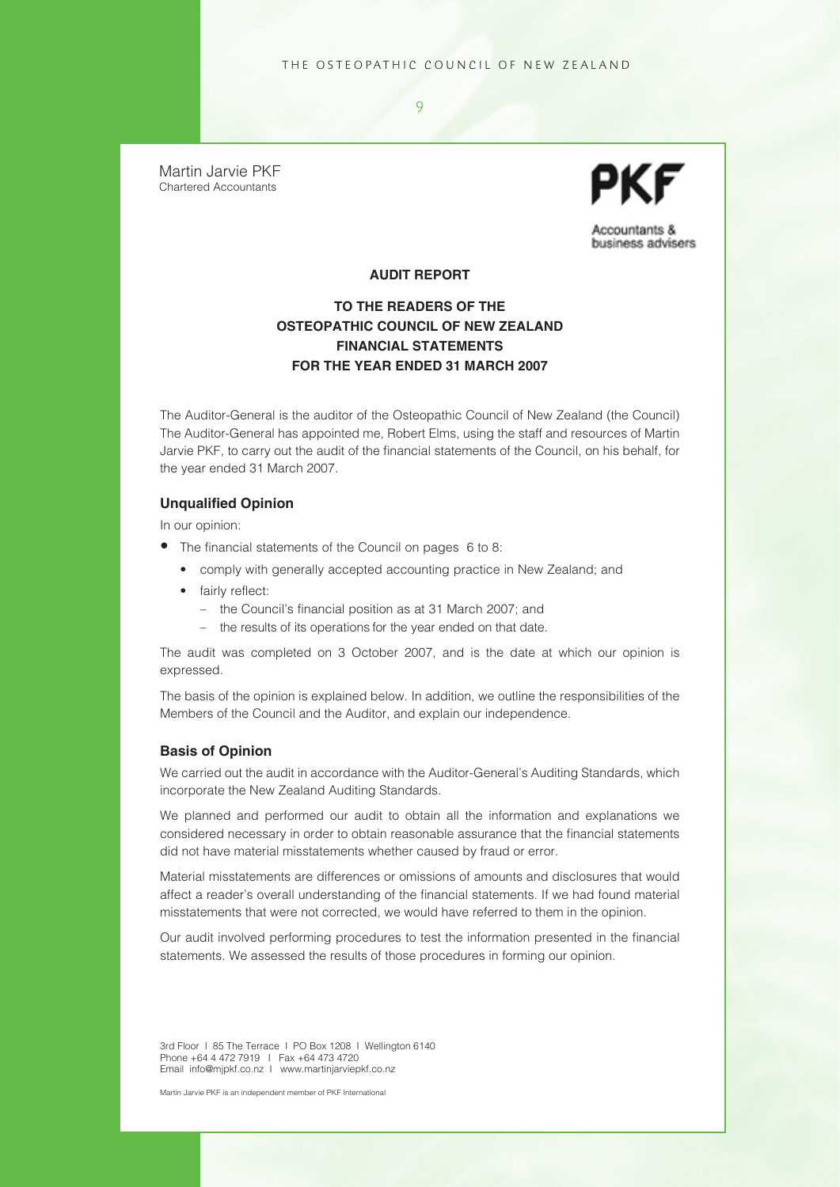Martin Jarvie PKF
Chartered Accountants

PKF

Accountants & business advisers

## AUDIT REPORT

## TO THE READERS OF THE OSTEOPATHIC COUNCIL OF NEW ZEALAND FINANCIAL STATEMENTS FOR THE YEAR ENDED 31 MARCH 2007

The Auditor-General is the auditor of the Osteopathic Council of New Zealand (the Council) The Auditor-General has appointed me, Robert Elms, using the staff and resources of Martin Jarvie PKF, to carry out the audit of the financial statements of the Council, on his behalf, for the year ended 31 March 2007.

### Unqualified Opinion

In our opinion:

- The financial statements of the Council on pages 6 to 8:
  - comply with generally accepted accounting practice in New Zealand; and
  - fairly reflect:
    - the Council's financial position as at 31 March 2007; and
    - the results of its operations for the year ended on that date.

The audit was completed on 3 October 2007, and is the date at which our opinion is expressed.

The basis of the opinion is explained below. In addition, we outline the responsibilities of the Members of the Council and the Auditor, and explain our independence.

### Basis of Opinion

We carried out the audit in accordance with the Auditor-General's Auditing Standards, which incorporate the New Zealand Auditing Standards.

We planned and performed our audit to obtain all the information and explanations we considered necessary in order to obtain reasonable assurance that the financial statements did not have material misstatements whether caused by fraud or error.

Material misstatements are differences or omissions of amounts and disclosures that would affect a reader's overall understanding of the financial statements. If we had found material misstatements that were not corrected, we would have referred to them in the opinion.

Our audit involved performing procedures to test the information presented in the financial statements. We assessed the results of those procedures in forming our opinion.

3rd Floor I 85 The Terrace I PO Box 1208 I Wellington 6140
Phone +64 4 472 7919 I Fax +64 473 4720
Email info@mjpkf.co.nz I www.martinjarviepkf.co.nz

Martin Jarvie PKF is an independent member of PKF International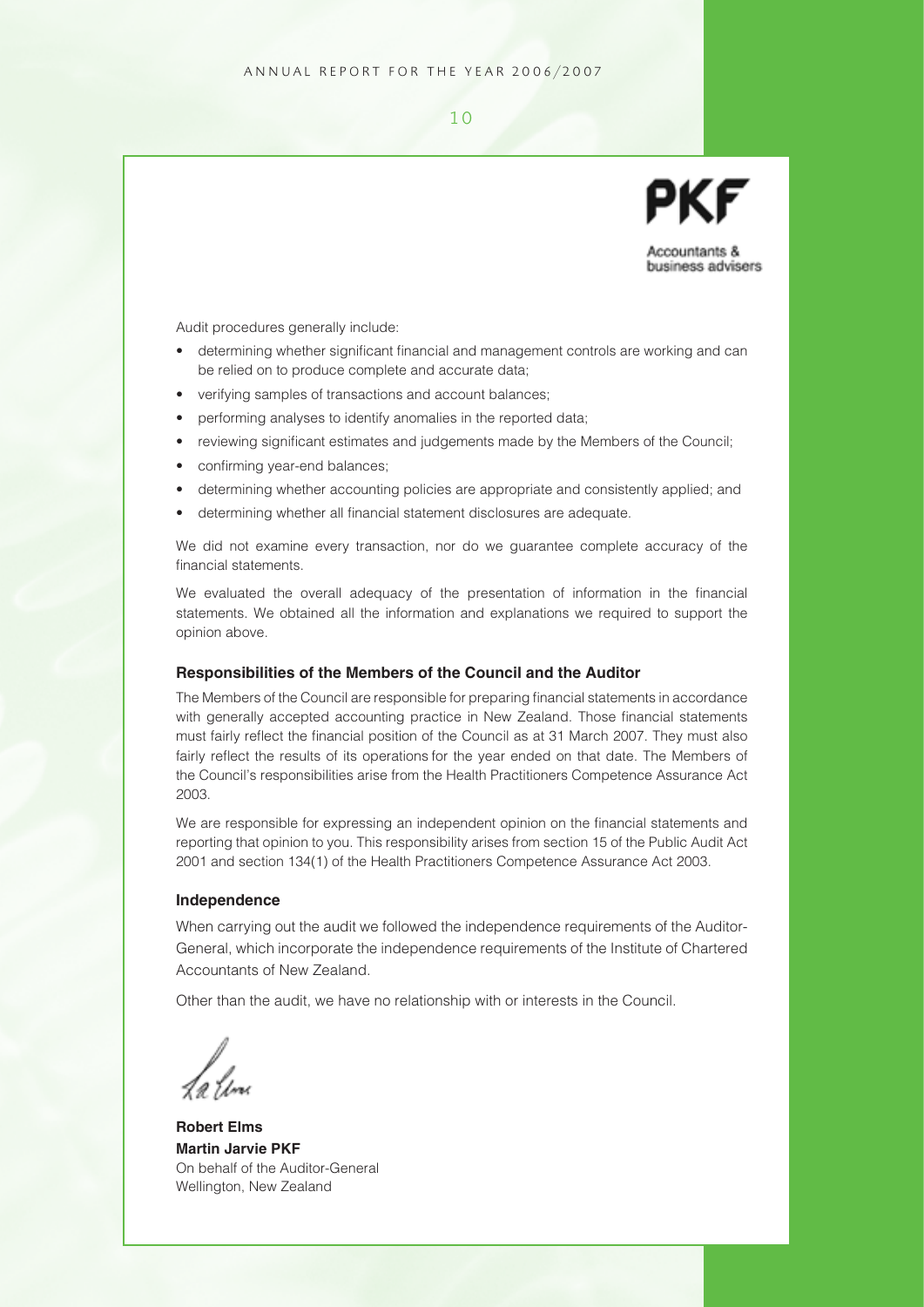PKF

Accountants & business advisers

Audit procedures generally include:

- determining whether significant financial and management controls are working and can be relied on to produce complete and accurate data;
- verifying samples of transactions and account balances;
- performing analyses to identify anomalies in the reported data;
- reviewing significant estimates and judgements made by the Members of the Council;
- confirming year-end balances;
- determining whether accounting policies are appropriate and consistently applied; and
- determining whether all financial statement disclosures are adequate.

We did not examine every transaction, nor do we guarantee complete accuracy of the financial statements.

We evaluated the overall adequacy of the presentation of information in the financial statements. We obtained all the information and explanations we required to support the opinion above.

#### Responsibilities of the Members of the Council and the Auditor

The Members of the Council are responsible for preparing financial statements in accordance with generally accepted accounting practice in New Zealand. Those financial statements must fairly reflect the financial position of the Council as at 31 March 2007. They must also fairly reflect the results of its operations for the year ended on that date. The Members of the Council's responsibilities arise from the Health Practitioners Competence Assurance Act 2003.

We are responsible for expressing an independent opinion on the financial statements and reporting that opinion to you. This responsibility arises from section 15 of the Public Audit Act 2001 and section 134(1) of the Health Practitioners Competence Assurance Act 2003.

#### Independence

When carrying out the audit we followed the independence requirements of the Auditor-General, which incorporate the independence requirements of the Institute of Chartered Accountants of New Zealand.

Other than the audit, we have no relationship with or interests in the Council.

**Robert Elms**
**Martin Jarvie PKF**
On behalf of the Auditor-General
Wellington, New Zealand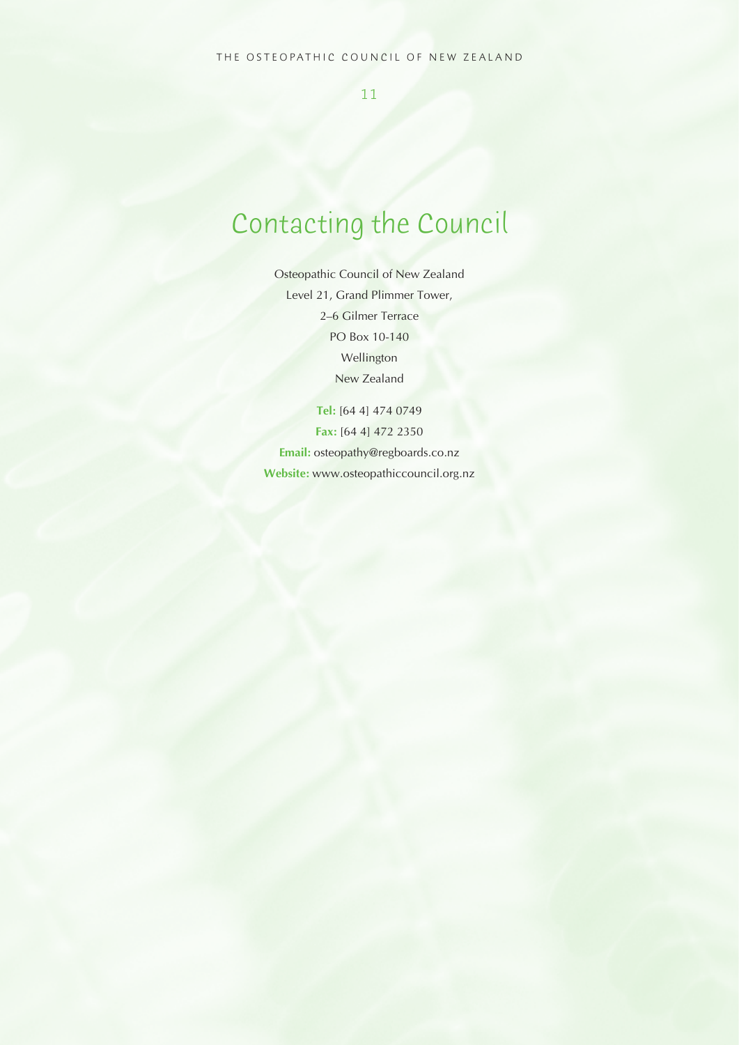# Contacting the Council

Osteopathic Council of New Zealand
Level 21, Grand Plimmer Tower,
2–6 Gilmer Terrace
PO Box 10-140
Wellington
New Zealand

**Tel:** [64 4] 474 0749
**Fax:** [64 4] 472 2350
**Email:** osteopathy@regboards.co.nz
**Website:** www.osteopathiccouncil.org.nz